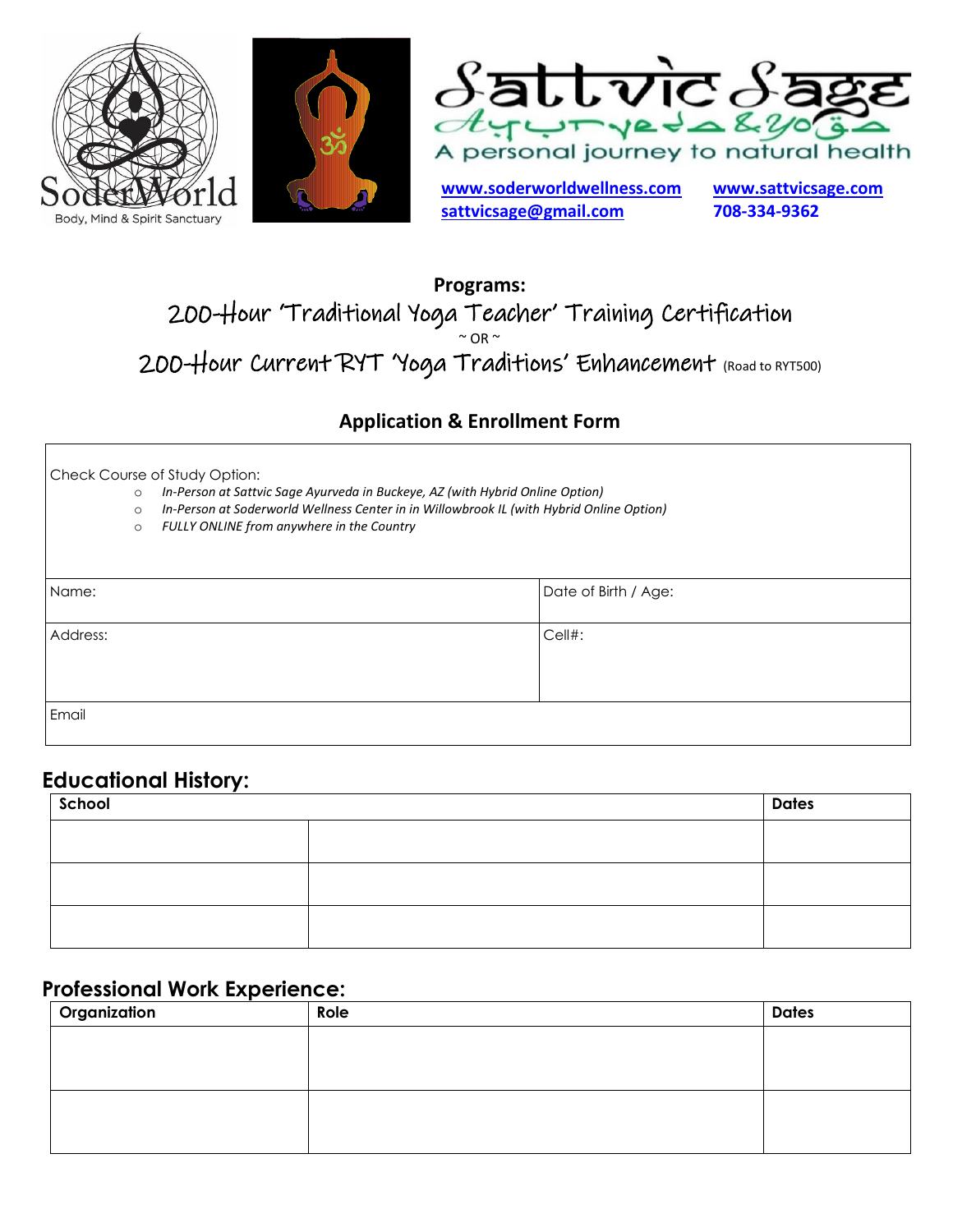SoderWorld
Body, Mind & Spirit Sanctuary

Sattvic Sage
Ayurveda & Yoga
A personal journey to natural health

**www.soderworldwellness.com** **www.sattvicsage.com**
**sattvicsage@gmail.com** **708-334-9362**

**Programs:**

## 200-Hour 'Traditional Yoga Teacher' Training Certification

~ OR ~

## 200-Hour Current RYT 'Yoga Traditions' Enhancement (Road to RYT500)

### Application & Enrollment Form

Check Course of Study Option:

- ○ *In-Person at Sattvic Sage Ayurveda in Buckeye, AZ (with Hybrid Online Option)*
- ○ *In-Person at Soderworld Wellness Center in in Willowbrook IL (with Hybrid Online Option)*
- ○ *FULLY ONLINE from anywhere in the Country*

| Name: | Date of Birth / Age: |
|---|---|
| Address: | Cell#: |
| Email | |

## Educational History:

| School | | Dates |
|---|---|---|
| | | |
| | | |
| | | |

## Professional Work Experience:

| Organization | Role | Dates |
|---|---|---|
| | | |
| | | |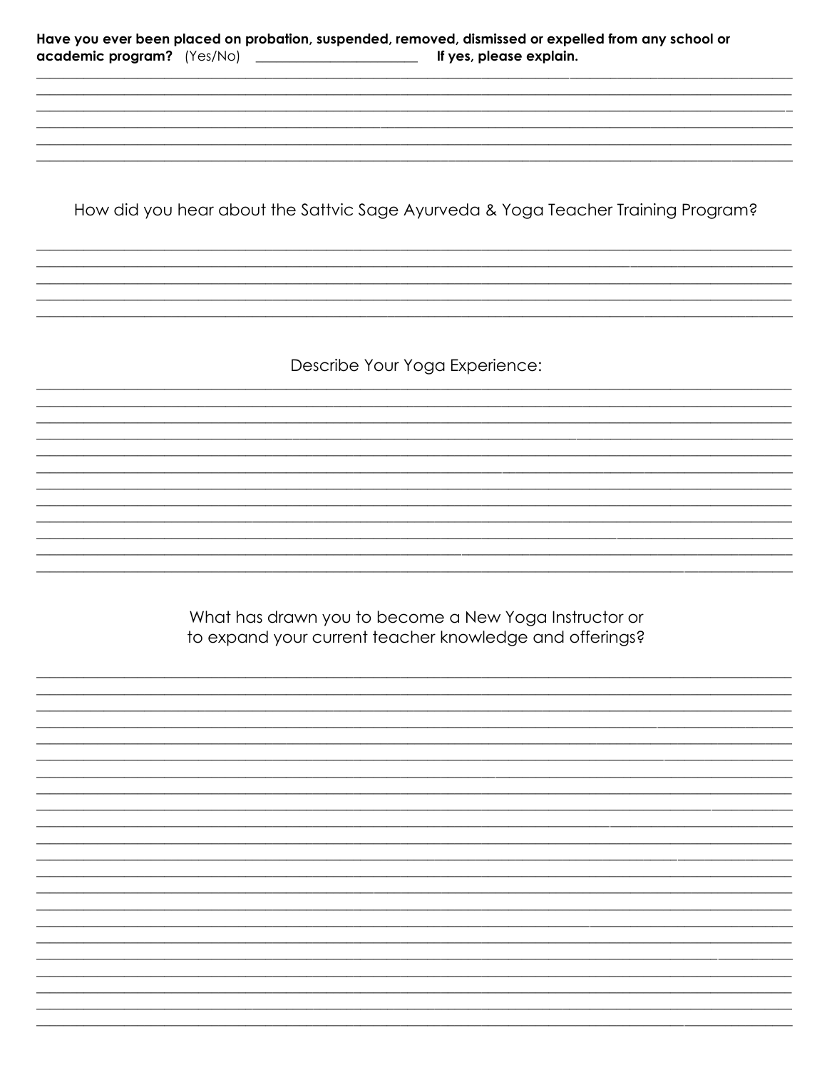**Have you ever been placed on probation, suspended, removed, dismissed or expelled from any school or academic program?** (Yes/No) ______________________ **If yes, please explain.**

How did you hear about the Sattvic Sage Ayurveda & Yoga Teacher Training Program?

Describe Your Yoga Experience:

What has drawn you to become a New Yoga Instructor or to expand your current teacher knowledge and offerings?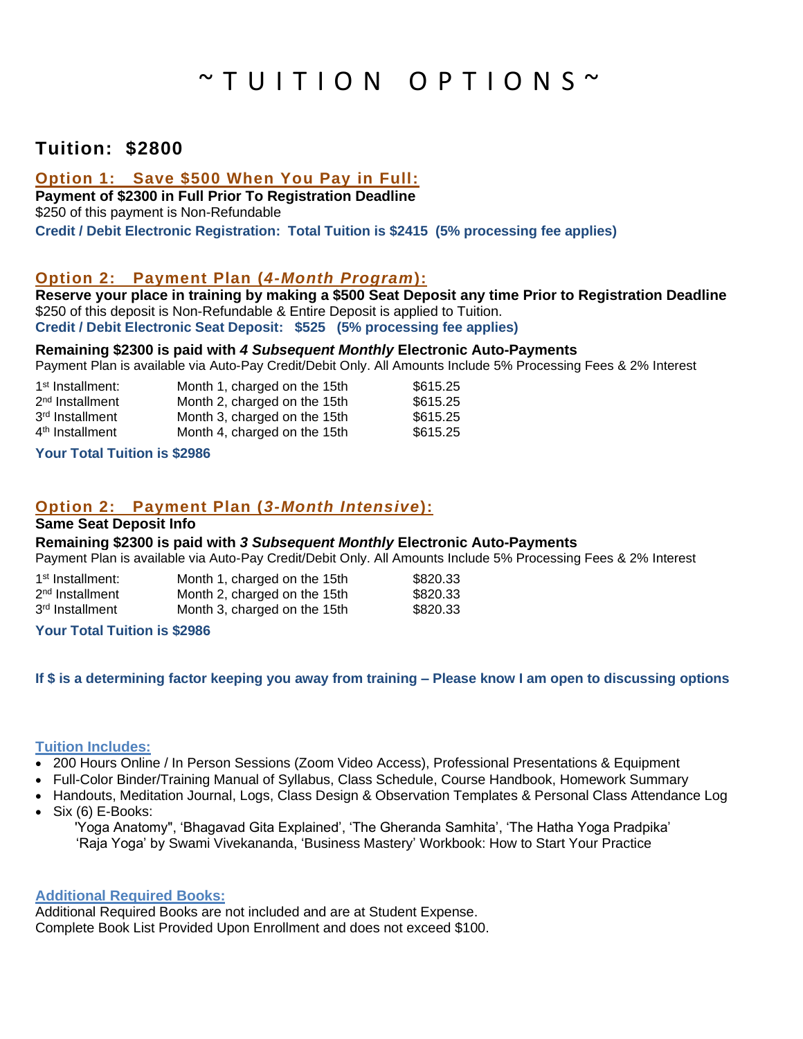# ~ T U I T I O N   O P T I O N S ~

## Tuition: $2800

### Option 1: Save $500 When You Pay in Full:

**Payment of $2300 in Full Prior To Registration Deadline**

$250 of this payment is Non-Refundable

**Credit / Debit Electronic Registration: Total Tuition is $2415 (5% processing fee applies)**

### Option 2: Payment Plan (*4-Month Program*):

**Reserve your place in training by making a $500 Seat Deposit any time Prior to Registration Deadline**

$250 of this deposit is Non-Refundable & Entire Deposit is applied to Tuition.

**Credit / Debit Electronic Seat Deposit: $525 (5% processing fee applies)**

**Remaining $2300 is paid with *4 Subsequent Monthly* Electronic Auto-Payments**

Payment Plan is available via Auto-Pay Credit/Debit Only. All Amounts Include 5% Processing Fees & 2% Interest

| | | |
|---|---|---|
| 1st Installment: | Month 1, charged on the 15th | $615.25 |
| 2nd Installment | Month 2, charged on the 15th | $615.25 |
| 3rd Installment | Month 3, charged on the 15th | $615.25 |
| 4th Installment | Month 4, charged on the 15th | $615.25 |

**Your Total Tuition is $2986**

### Option 2: Payment Plan (*3-Month Intensive*):

**Same Seat Deposit Info**

**Remaining $2300 is paid with *3 Subsequent Monthly* Electronic Auto-Payments**

Payment Plan is available via Auto-Pay Credit/Debit Only. All Amounts Include 5% Processing Fees & 2% Interest

| | | |
|---|---|---|
| 1st Installment: | Month 1, charged on the 15th | $820.33 |
| 2nd Installment | Month 2, charged on the 15th | $820.33 |
| 3rd Installment | Month 3, charged on the 15th | $820.33 |

**Your Total Tuition is $2986**

**If $ is a determining factor keeping you away from training – Please know I am open to discussing options**

#### Tuition Includes:

- 200 Hours Online / In Person Sessions (Zoom Video Access), Professional Presentations & Equipment
- Full-Color Binder/Training Manual of Syllabus, Class Schedule, Course Handbook, Homework Summary
- Handouts, Meditation Journal, Logs, Class Design & Observation Templates & Personal Class Attendance Log
- Six (6) E-Books:
  'Yoga Anatomy", 'Bhagavad Gita Explained', 'The Gheranda Samhita', 'The Hatha Yoga Pradpika'
  'Raja Yoga' by Swami Vivekananda, 'Business Mastery' Workbook: How to Start Your Practice

#### Additional Required Books:

Additional Required Books are not included and are at Student Expense.
Complete Book List Provided Upon Enrollment and does not exceed $100.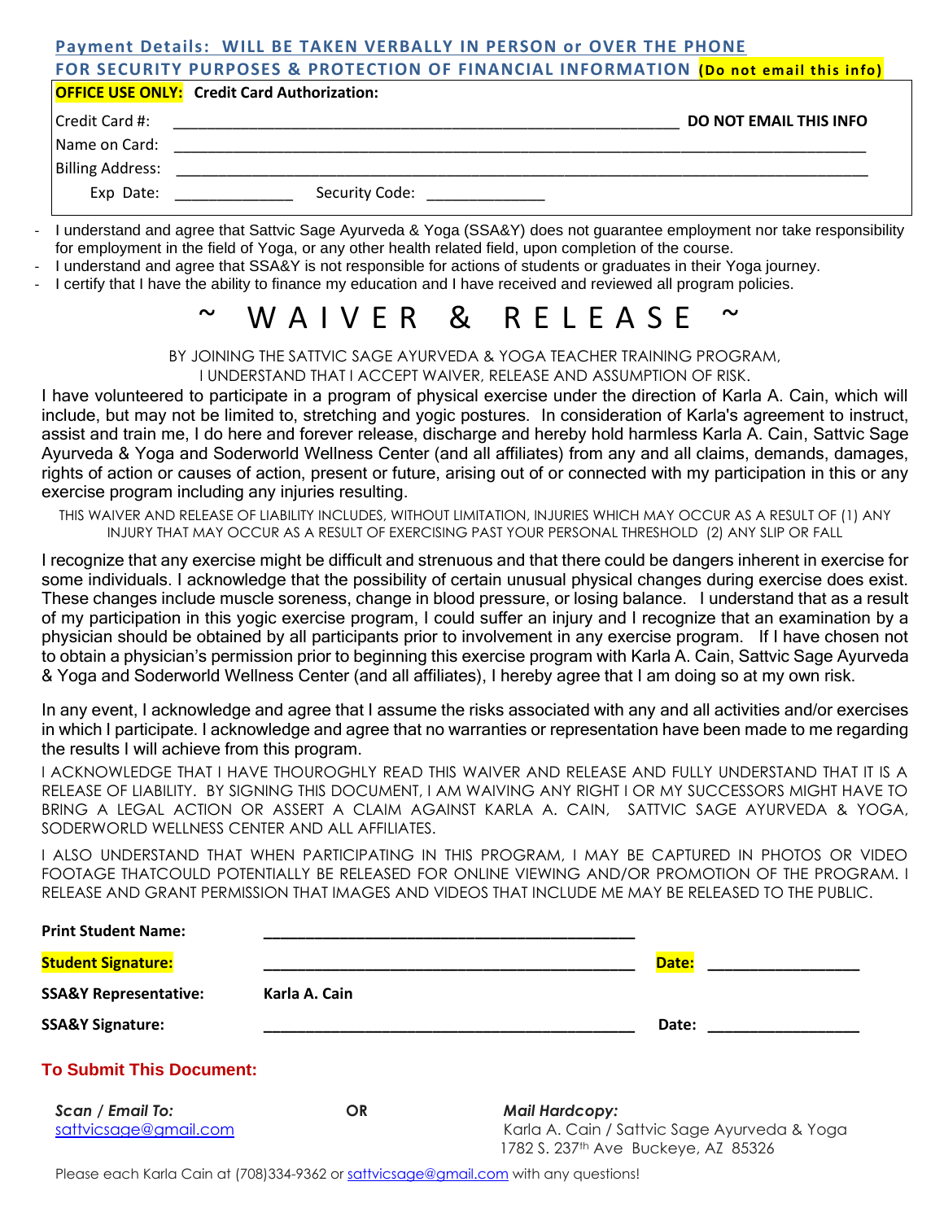**Payment Details: WILL BE TAKEN VERBALLY IN PERSON or OVER THE PHONE**
**FOR SECURITY PURPOSES & PROTECTION OF FINANCIAL INFORMATION (Do not email this info)**

**OFFICE USE ONLY: Credit Card Authorization:**

Credit Card #: ______________________________________________ **DO NOT EMAIL THIS INFO**

Name on Card: ______________________________________________

Billing Address: ______________________________________________

Exp Date: ______________ Security Code: ______________

- I understand and agree that Sattvic Sage Ayurveda & Yoga (SSA&Y) does not guarantee employment nor take responsibility for employment in the field of Yoga, or any other health related field, upon completion of the course.
- I understand and agree that SSA&Y is not responsible for actions of students or graduates in their Yoga journey.
- I certify that I have the ability to finance my education and I have received and reviewed all program policies.

# ~ WAIVER & RELEASE ~

BY JOINING THE SATTVIC SAGE AYURVEDA & YOGA TEACHER TRAINING PROGRAM,
I UNDERSTAND THAT I ACCEPT WAIVER, RELEASE AND ASSUMPTION OF RISK.

I have volunteered to participate in a program of physical exercise under the direction of Karla A. Cain, which will include, but may not be limited to, stretching and yogic postures. In consideration of Karla's agreement to instruct, assist and train me, I do here and forever release, discharge and hereby hold harmless Karla A. Cain, Sattvic Sage Ayurveda & Yoga and Soderworld Wellness Center (and all affiliates) from any and all claims, demands, damages, rights of action or causes of action, present or future, arising out of or connected with my participation in this or any exercise program including any injuries resulting.

THIS WAIVER AND RELEASE OF LIABILITY INCLUDES, WITHOUT LIMITATION, INJURIES WHICH MAY OCCUR AS A RESULT OF (1) ANY INJURY THAT MAY OCCUR AS A RESULT OF EXERCISING PAST YOUR PERSONAL THRESHOLD (2) ANY SLIP OR FALL

I recognize that any exercise might be difficult and strenuous and that there could be dangers inherent in exercise for some individuals. I acknowledge that the possibility of certain unusual physical changes during exercise does exist. These changes include muscle soreness, change in blood pressure, or losing balance. I understand that as a result of my participation in this yogic exercise program, I could suffer an injury and I recognize that an examination by a physician should be obtained by all participants prior to involvement in any exercise program. If I have chosen not to obtain a physician's permission prior to beginning this exercise program with Karla A. Cain, Sattvic Sage Ayurveda & Yoga and Soderworld Wellness Center (and all affiliates), I hereby agree that I am doing so at my own risk.

In any event, I acknowledge and agree that I assume the risks associated with any and all activities and/or exercises in which I participate. I acknowledge and agree that no warranties or representation have been made to me regarding the results I will achieve from this program.

I ACKNOWLEDGE THAT I HAVE THOUROGHLY READ THIS WAIVER AND RELEASE AND FULLY UNDERSTAND THAT IT IS A RELEASE OF LIABILITY. BY SIGNING THIS DOCUMENT, I AM WAIVING ANY RIGHT I OR MY SUCCESSORS MIGHT HAVE TO BRING A LEGAL ACTION OR ASSERT A CLAIM AGAINST KARLA A. CAIN, SATTVIC SAGE AYURVEDA & YOGA, SODERWORLD WELLNESS CENTER AND ALL AFFILIATES.

I ALSO UNDERSTAND THAT WHEN PARTICIPATING IN THIS PROGRAM, I MAY BE CAPTURED IN PHOTOS OR VIDEO FOOTAGE THATCOULD POTENTIALLY BE RELEASED FOR ONLINE VIEWING AND/OR PROMOTION OF THE PROGRAM. I RELEASE AND GRANT PERMISSION THAT IMAGES AND VIDEOS THAT INCLUDE ME MAY BE RELEASED TO THE PUBLIC.

**Print Student Name:** ______________________________________________

**Student Signature:** ______________________________________________ **Date:** __________________

**SSA&Y Representative:** **Karla A. Cain**

**SSA&Y Signature:** ______________________________________________ **Date:** __________________

## To Submit This Document:

***Scan / Email To:*** sattvicsage@gmail.com

**OR**

***Mail Hardcopy:***
Karla A. Cain / Sattvic Sage Ayurveda & Yoga
1782 S. 237th Ave Buckeye, AZ 85326

Please each Karla Cain at (708)334-9362 or sattvicsage@gmail.com with any questions!